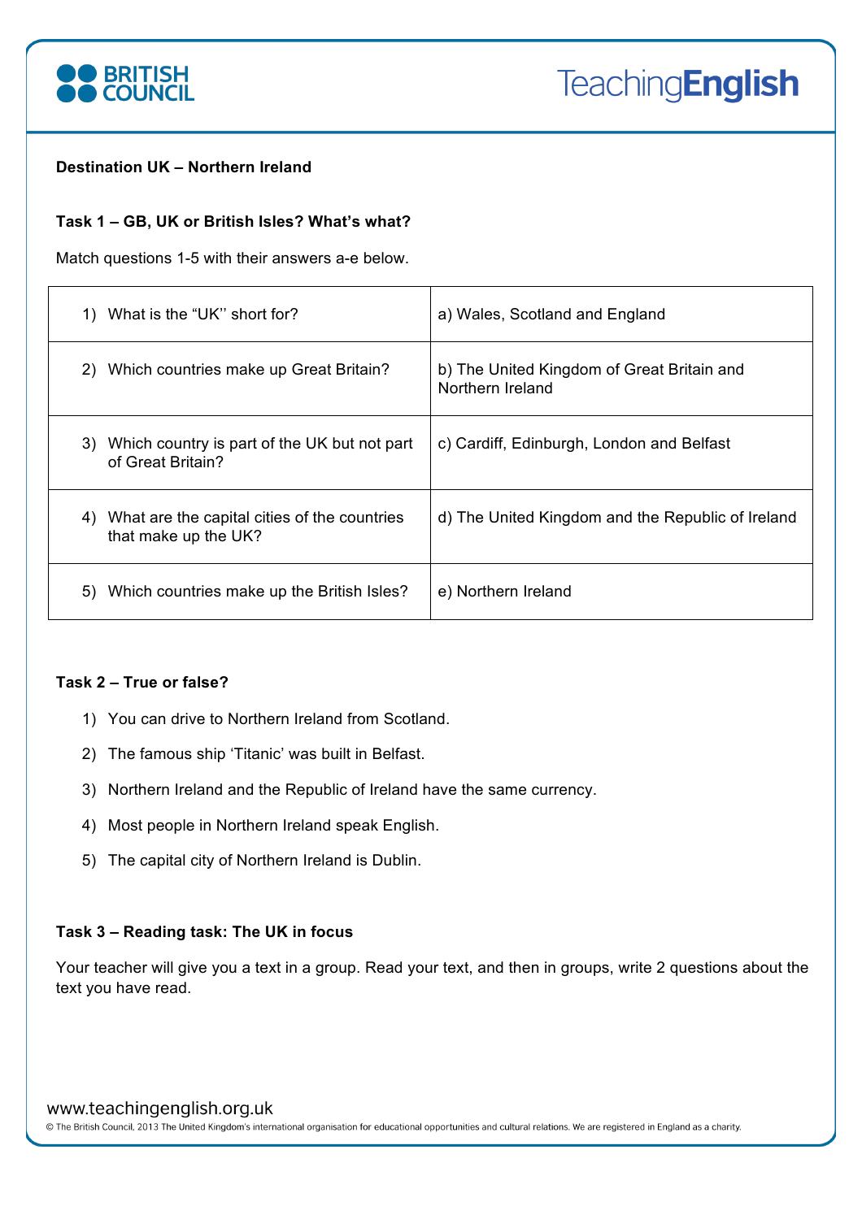**Destination UK – Northern Ireland**

**Task 1 – GB, UK or British Isles? What's what?**

Match questions 1-5 with their answers a-e below.

| | |
|---|---|
| 1) What is the "UK'' short for? | a) Wales, Scotland and England |
| 2) Which countries make up Great Britain? | b) The United Kingdom of Great Britain and Northern Ireland |
| 3) Which country is part of the UK but not part of Great Britain? | c) Cardiff, Edinburgh, London and Belfast |
| 4) What are the capital cities of the countries that make up the UK? | d) The United Kingdom and the Republic of Ireland |
| 5) Which countries make up the British Isles? | e) Northern Ireland |

**Task 2 – True or false?**

1) You can drive to Northern Ireland from Scotland.
2) The famous ship 'Titanic' was built in Belfast.
3) Northern Ireland and the Republic of Ireland have the same currency.
4) Most people in Northern Ireland speak English.
5) The capital city of Northern Ireland is Dublin.

**Task 3 – Reading task: The UK in focus**

Your teacher will give you a text in a group. Read your text, and then in groups, write 2 questions about the text you have read.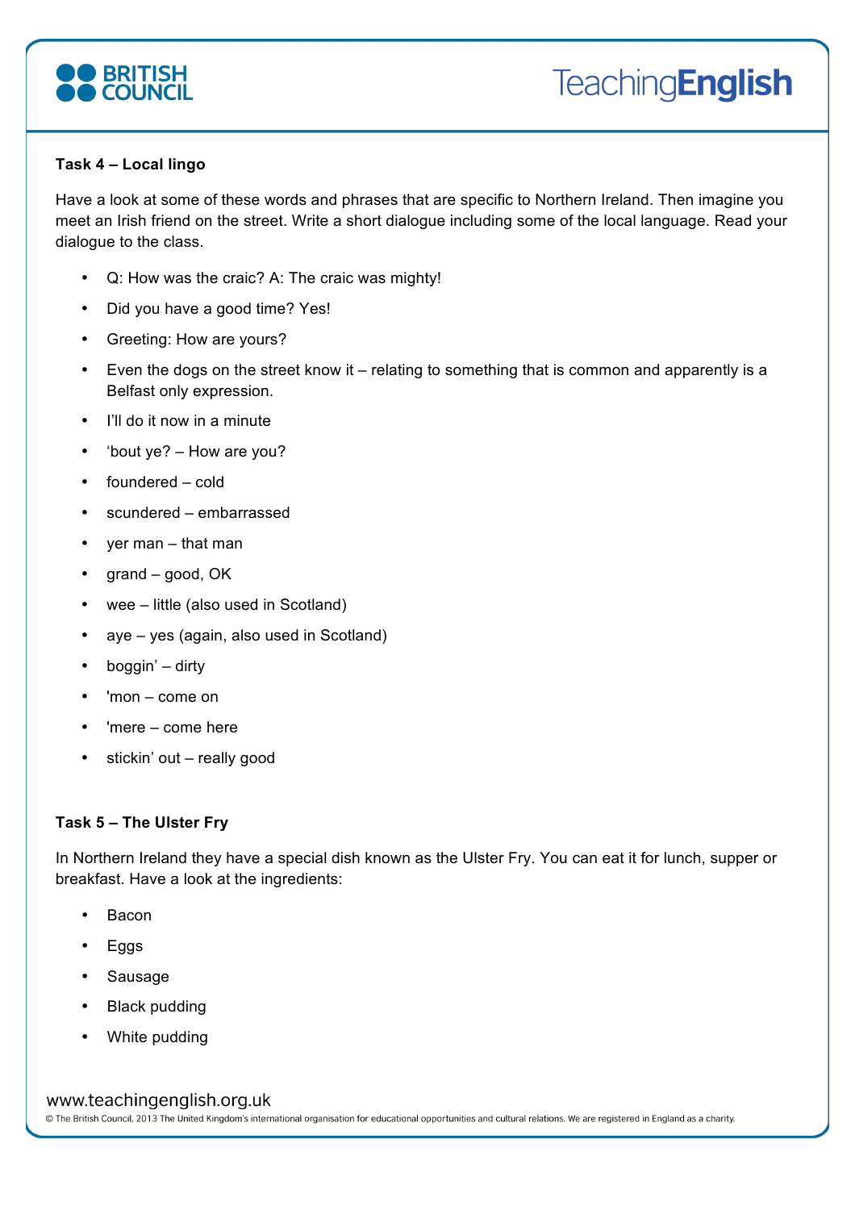**Task 4 – Local lingo**

Have a look at some of these words and phrases that are specific to Northern Ireland. Then imagine you meet an Irish friend on the street. Write a short dialogue including some of the local language. Read your dialogue to the class.

- Q: How was the craic? A: The craic was mighty!
- Did you have a good time? Yes!
- Greeting: How are yours?
- Even the dogs on the street know it – relating to something that is common and apparently is a Belfast only expression.
- I'll do it now in a minute
- 'bout ye? – How are you?
- foundered – cold
- scundered – embarrassed
- yer man – that man
- grand – good, OK
- wee – little (also used in Scotland)
- aye – yes (again, also used in Scotland)
- boggin' – dirty
- 'mon – come on
- 'mere – come here
- stickin' out – really good

**Task 5 – The Ulster Fry**

In Northern Ireland they have a special dish known as the Ulster Fry. You can eat it for lunch, supper or breakfast. Have a look at the ingredients:

- Bacon
- Eggs
- Sausage
- Black pudding
- White pudding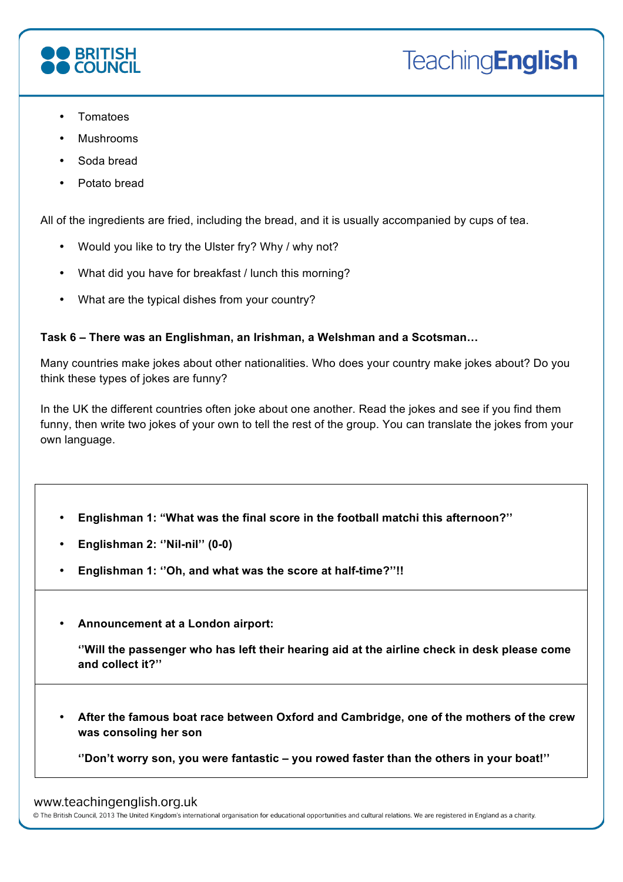- Tomatoes
- Mushrooms
- Soda bread
- Potato bread

All of the ingredients are fried, including the bread, and it is usually accompanied by cups of tea.

- Would you like to try the Ulster fry? Why / why not?
- What did you have for breakfast / lunch this morning?
- What are the typical dishes from your country?

**Task 6 – There was an Englishman, an Irishman, a Welshman and a Scotsman…**

Many countries make jokes about other nationalities. Who does your country make jokes about? Do you think these types of jokes are funny?

In the UK the different countries often joke about one another. Read the jokes and see if you find them funny, then write two jokes of your own to tell the rest of the group. You can translate the jokes from your own language.

- **Englishman 1: "What was the final score in the football matchi this afternoon?''**
- **Englishman 2: ''Nil-nil'' (0-0)**
- **Englishman 1: ''Oh, and what was the score at half-time?''!!**

---

- **Announcement at a London airport:**

  **''Will the passenger who has left their hearing aid at the airline check in desk please come and collect it?''**

---

- **After the famous boat race between Oxford and Cambridge, one of the mothers of the crew was consoling her son**

  **''Don't worry son, you were fantastic – you rowed faster than the others in your boat!''**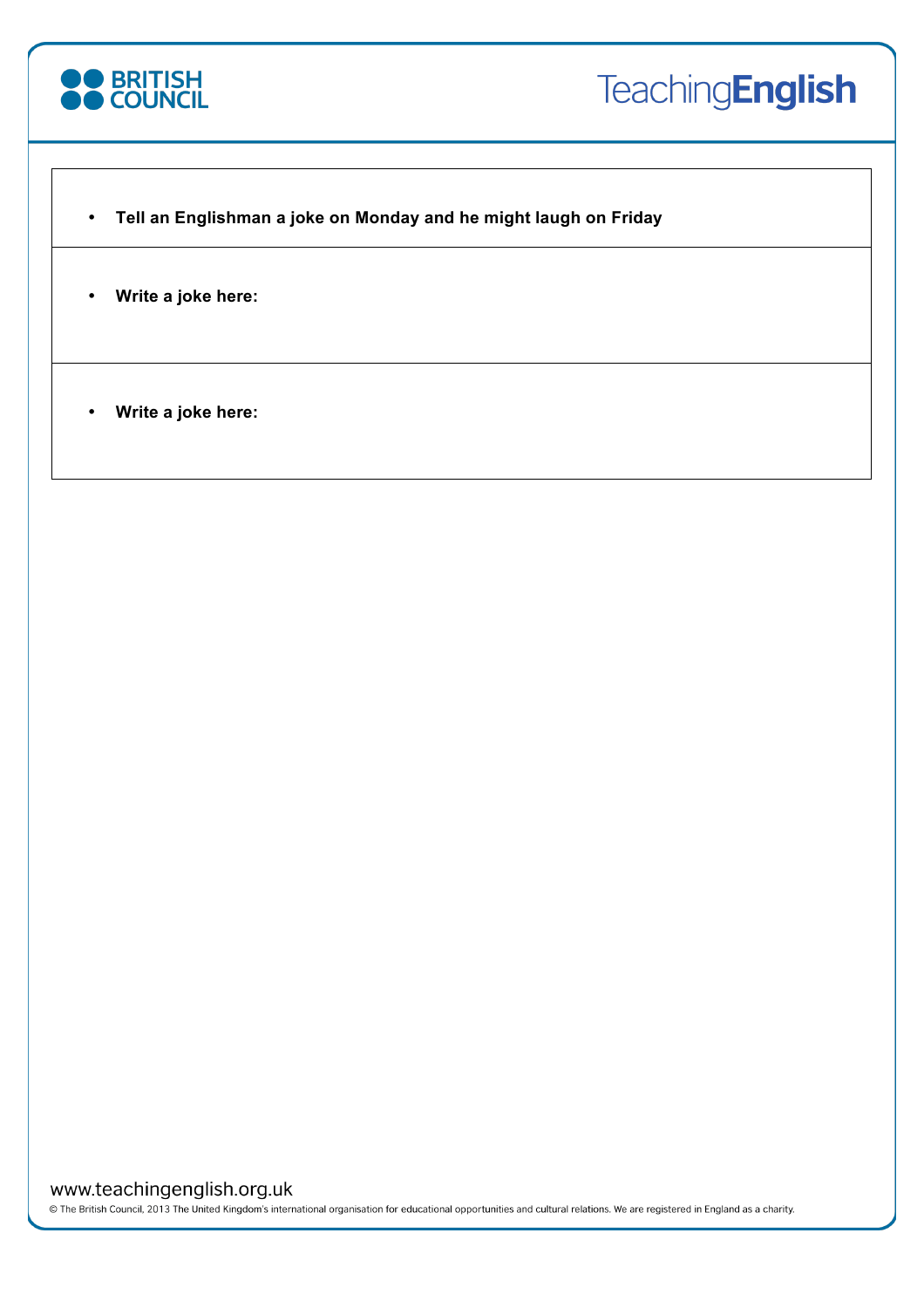- **Tell an Englishman a joke on Monday and he might laugh on Friday**

- **Write a joke here:**

- **Write a joke here:**